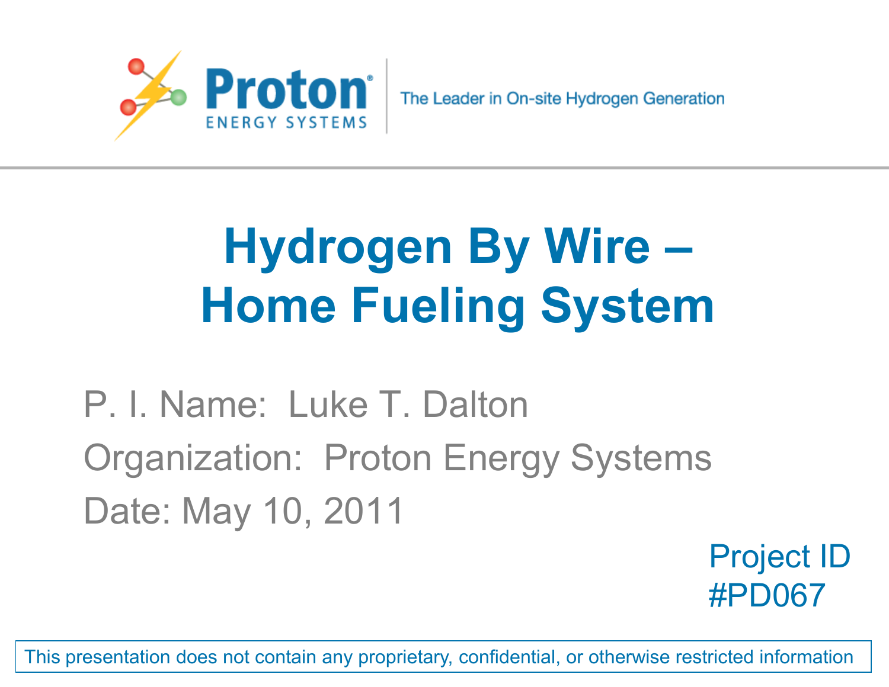Proton ENERGY SYSTEMS | The Leader in On-site Hydrogen Generation

# Hydrogen By Wire – Home Fueling System

P. I. Name: Luke T. Dalton

Organization: Proton Energy Systems

Date: May 10, 2011

Project ID #PD067

This presentation does not contain any proprietary, confidential, or otherwise restricted information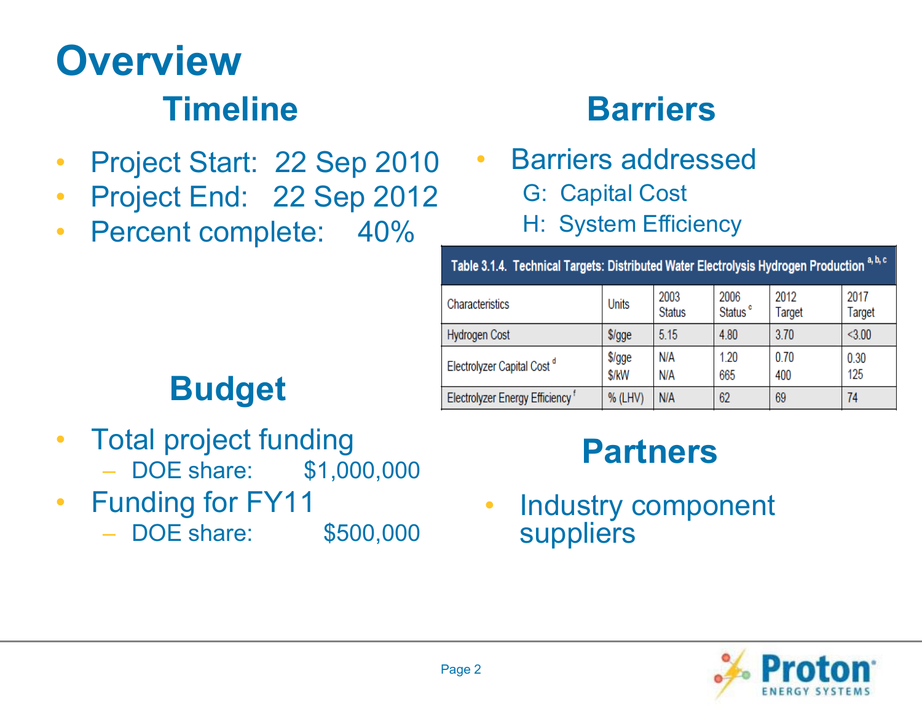# Overview

## Timeline

- Project Start: 22 Sep 2010
- Project End: 22 Sep 2012
- Percent complete: 40%

## Budget

- Total project funding
  - DOE share: $1,000,000
- Funding for FY11
  - DOE share: $500,000

## Barriers

- Barriers addressed
  - G: Capital Cost
  - H: System Efficiency

**Table 3.1.4. Technical Targets: Distributed Water Electrolysis Hydrogen Production [a, b, c]**

| Characteristics | Units | 2003 Status | 2006 Status [c] | 2012 Target | 2017 Target |
|---|---|---|---|---|---|
| Hydrogen Cost | $/gge | 5.15 | 4.80 | 3.70 | <3.00 |
| Electrolyzer Capital Cost [d] | $/gge<br>$/kW | N/A<br>N/A | 1.20<br>665 | 0.70<br>400 | 0.30<br>125 |
| Electrolyzer Energy Efficiency [f] | % (LHV) | N/A | 62 | 69 | 74 |

## Partners

- Industry component suppliers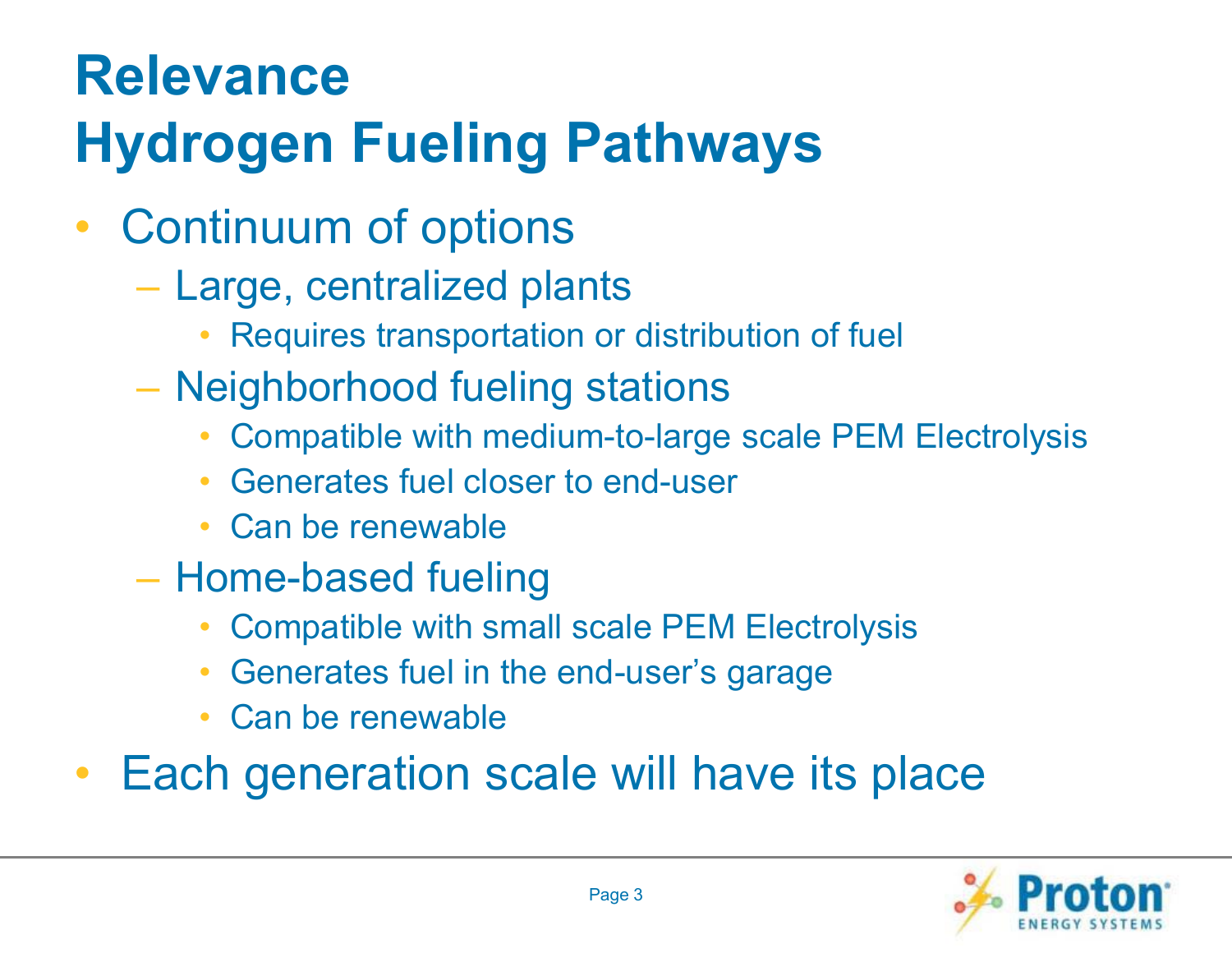# Relevance
# Hydrogen Fueling Pathways

- Continuum of options
  - Large, centralized plants
    - Requires transportation or distribution of fuel
  - Neighborhood fueling stations
    - Compatible with medium-to-large scale PEM Electrolysis
    - Generates fuel closer to end-user
    - Can be renewable
  - Home-based fueling
    - Compatible with small scale PEM Electrolysis
    - Generates fuel in the end-user's garage
    - Can be renewable
- Each generation scale will have its place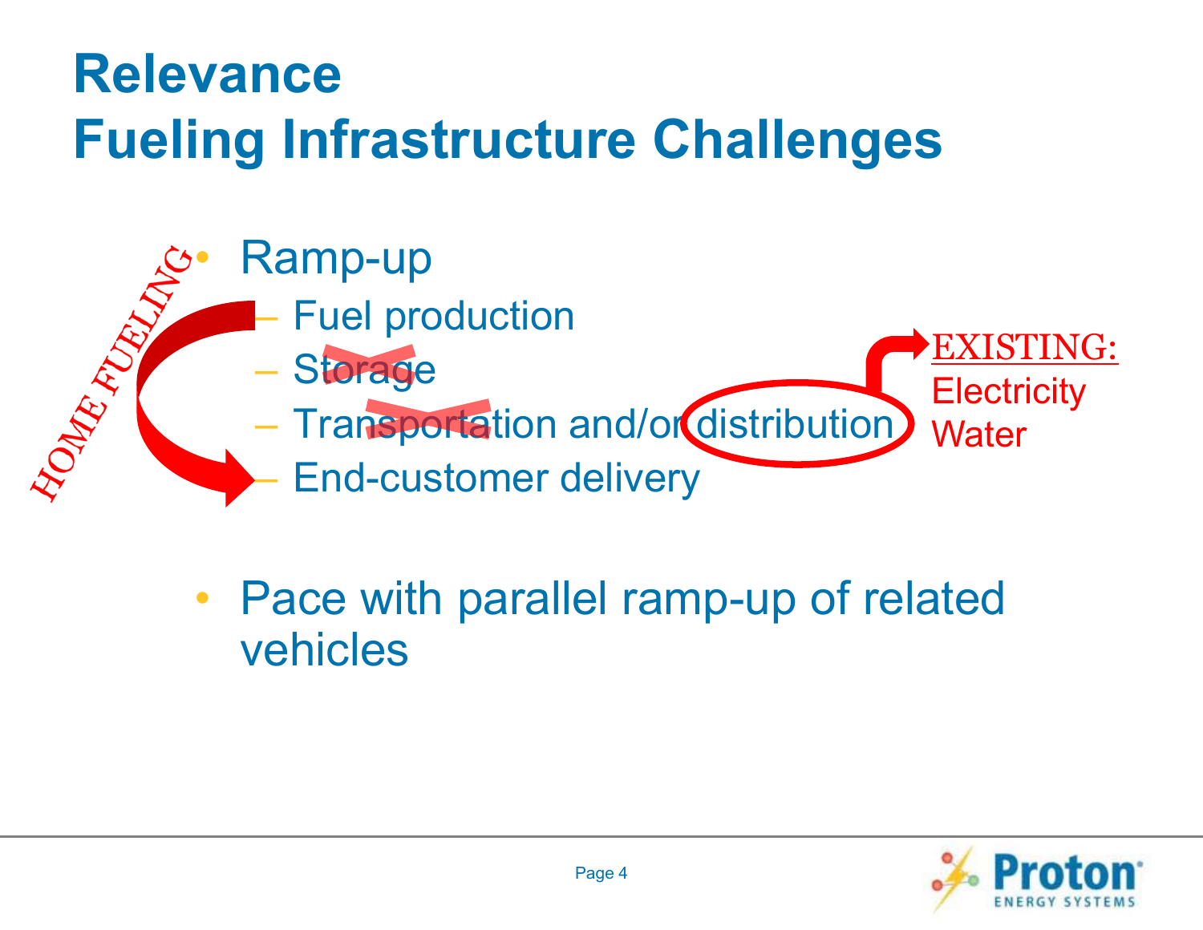# Relevance
# Fueling Infrastructure Challenges

HOME FUELING

- Ramp-up
  - Fuel production
  - Storage
  - Transportation and/or distribution
  - End-customer delivery

EXISTING:
Electricity
Water

- Pace with parallel ramp-up of related vehicles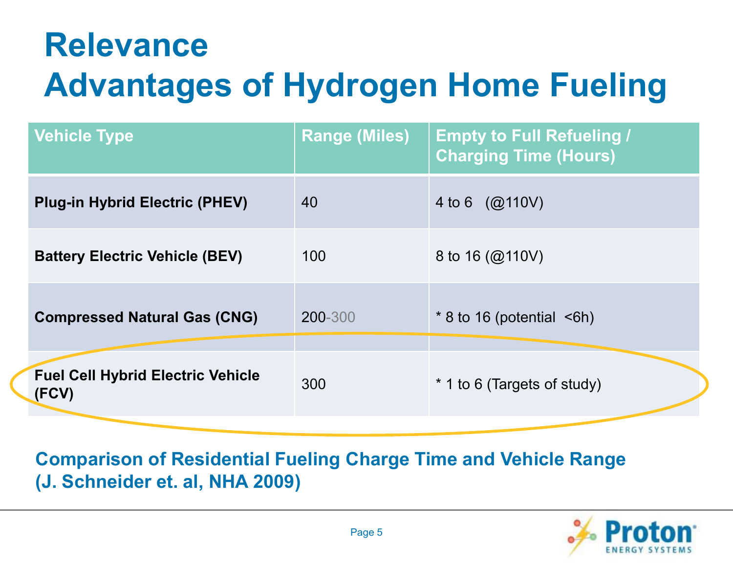# Relevance
# Advantages of Hydrogen Home Fueling

| Vehicle Type | Range (Miles) | Empty to Full Refueling / Charging Time (Hours) |
|---|---|---|
| **Plug-in Hybrid Electric (PHEV)** | 40 | 4 to 6 (@110V) |
| **Battery Electric Vehicle (BEV)** | 100 | 8 to 16 (@110V) |
| **Compressed Natural Gas (CNG)** | 200-300 | * 8 to 16 (potential <6h) |
| **Fuel Cell Hybrid Electric Vehicle (FCV)** | 300 | * 1 to 6 (Targets of study) |

**Comparison of Residential Fueling Charge Time and Vehicle Range (J. Schneider et. al, NHA 2009)**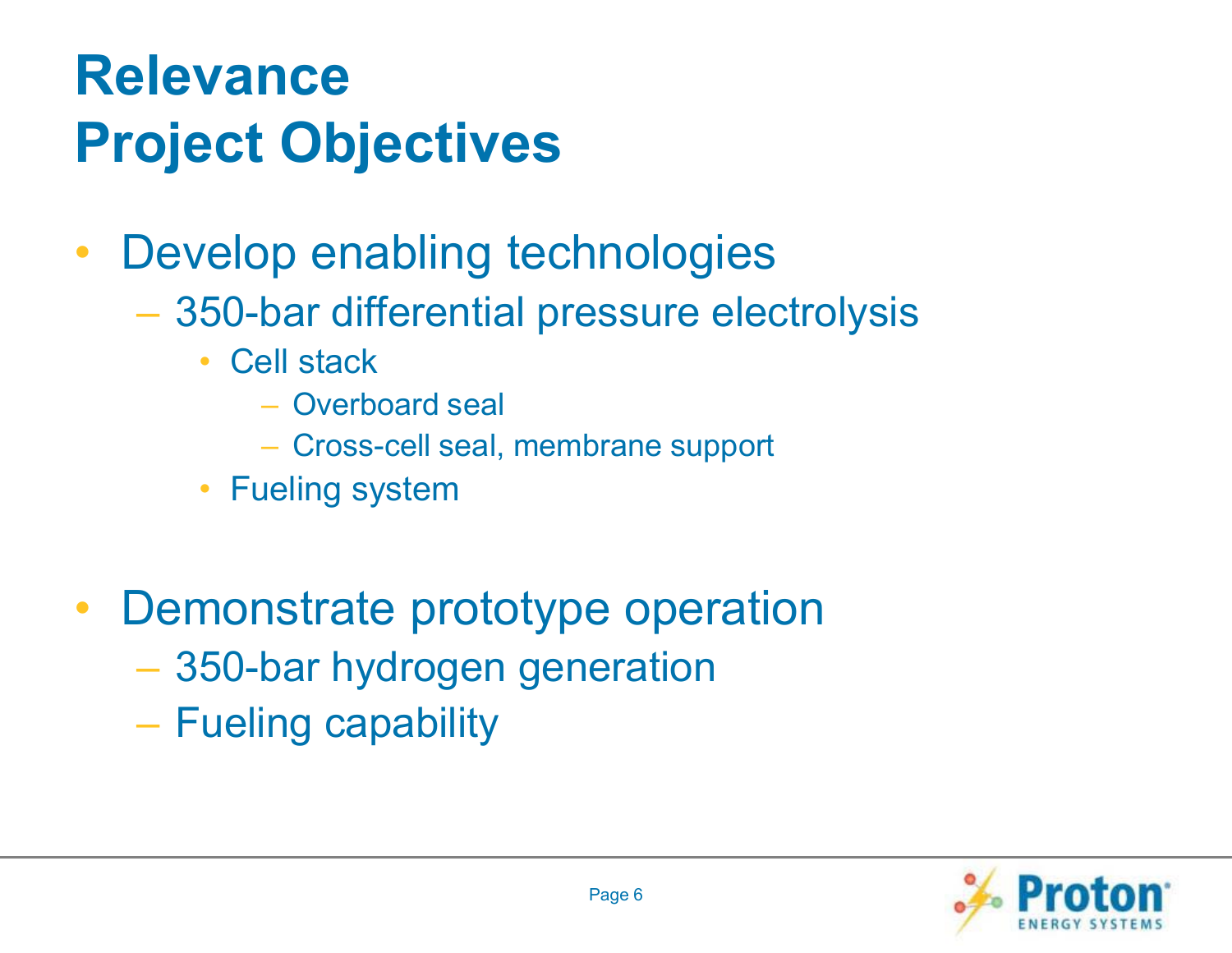# Relevance
# Project Objectives

- Develop enabling technologies
  - 350-bar differential pressure electrolysis
    - Cell stack
      - Overboard seal
      - Cross-cell seal, membrane support
    - Fueling system

- Demonstrate prototype operation
  - 350-bar hydrogen generation
  - Fueling capability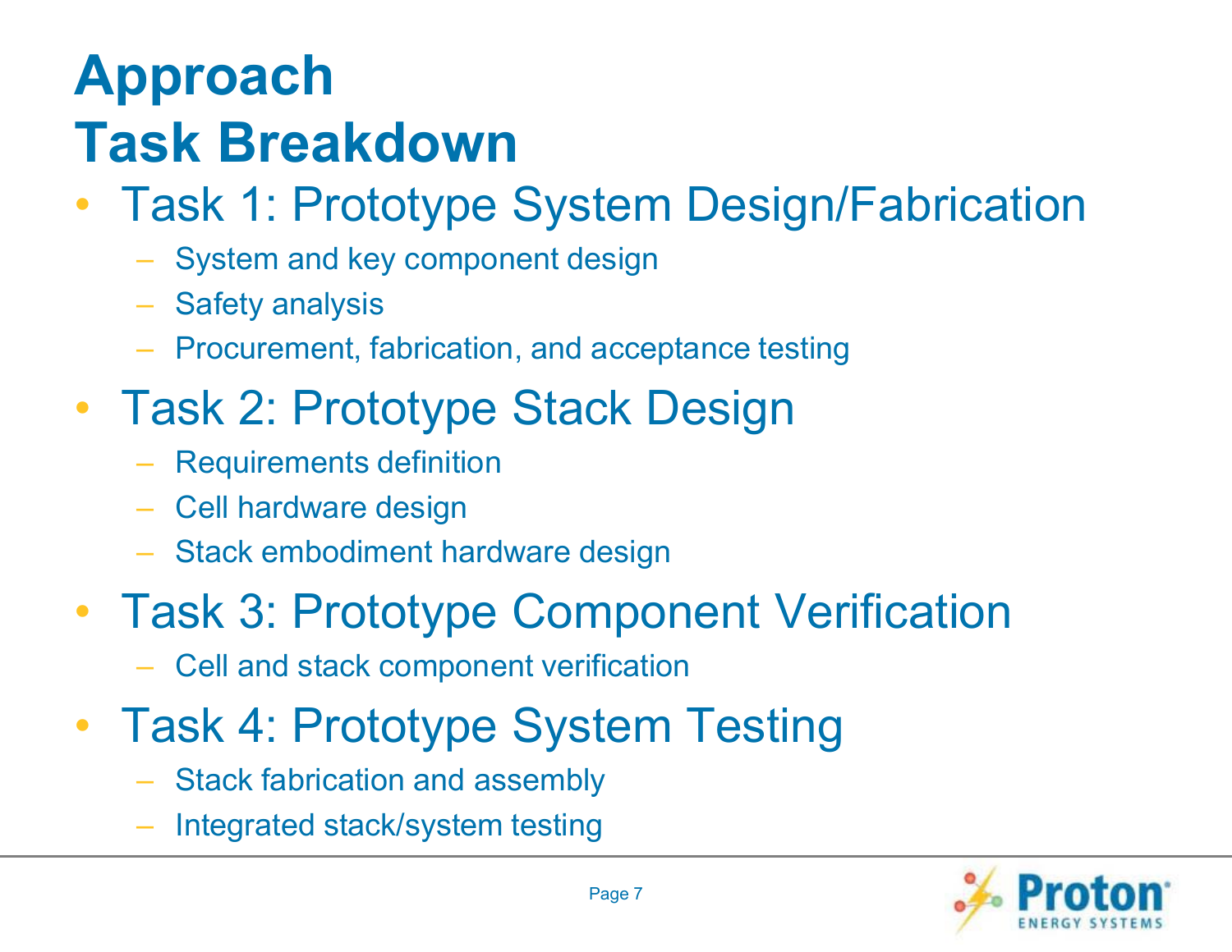# Approach
# Task Breakdown

- Task 1: Prototype System Design/Fabrication
  - System and key component design
  - Safety analysis
  - Procurement, fabrication, and acceptance testing
- Task 2: Prototype Stack Design
  - Requirements definition
  - Cell hardware design
  - Stack embodiment hardware design
- Task 3: Prototype Component Verification
  - Cell and stack component verification
- Task 4: Prototype System Testing
  - Stack fabrication and assembly
  - Integrated stack/system testing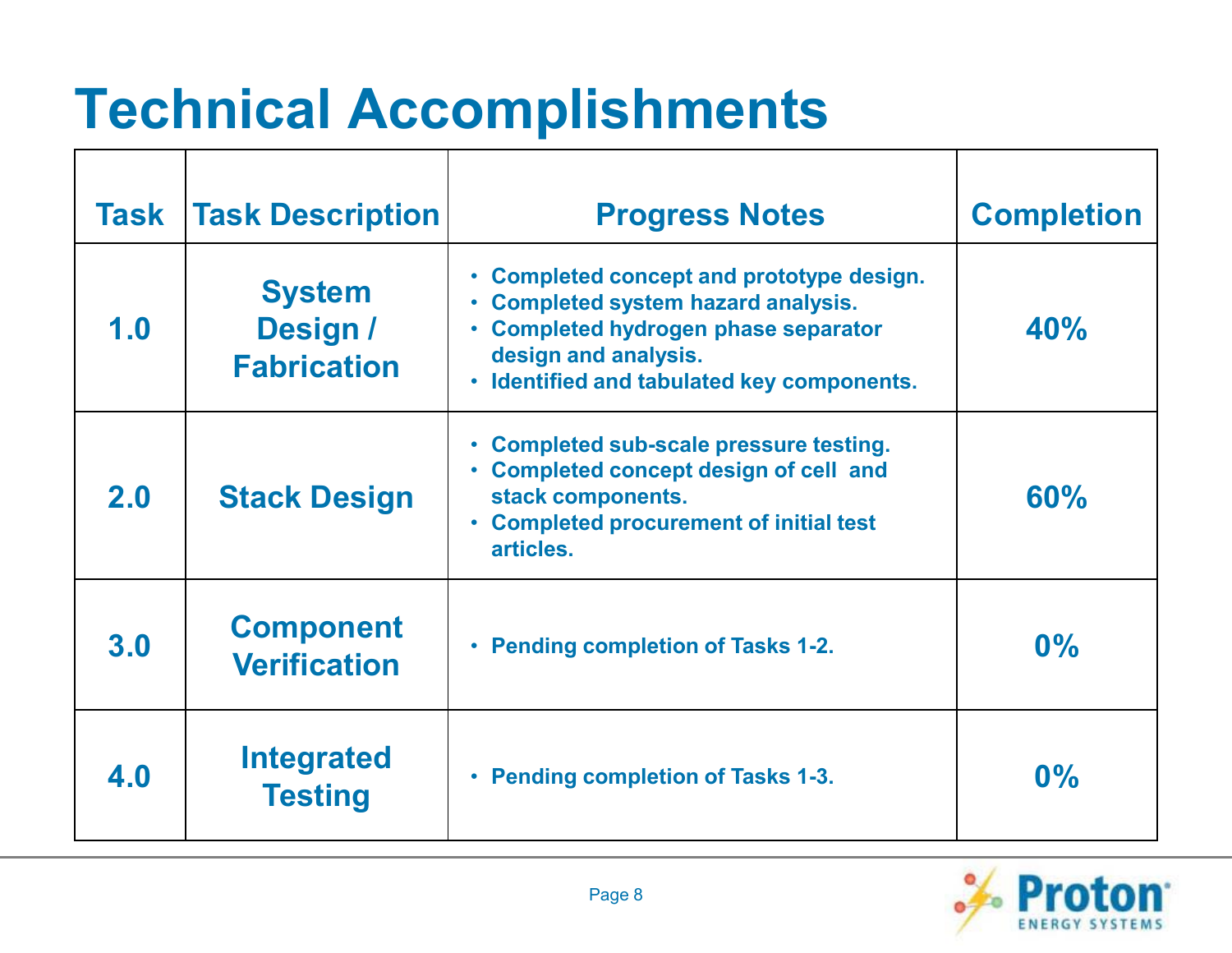# Technical Accomplishments

| Task | Task Description | Progress Notes | Completion |
|---|---|---|---|
| 1.0 | System Design / Fabrication | • Completed concept and prototype design.<br>• Completed system hazard analysis.<br>• Completed hydrogen phase separator design and analysis.<br>• Identified and tabulated key components. | 40% |
| 2.0 | Stack Design | • Completed sub-scale pressure testing.<br>• Completed concept design of cell and stack components.<br>• Completed procurement of initial test articles. | 60% |
| 3.0 | Component Verification | • Pending completion of Tasks 1-2. | 0% |
| 4.0 | Integrated Testing | • Pending completion of Tasks 1-3. | 0% |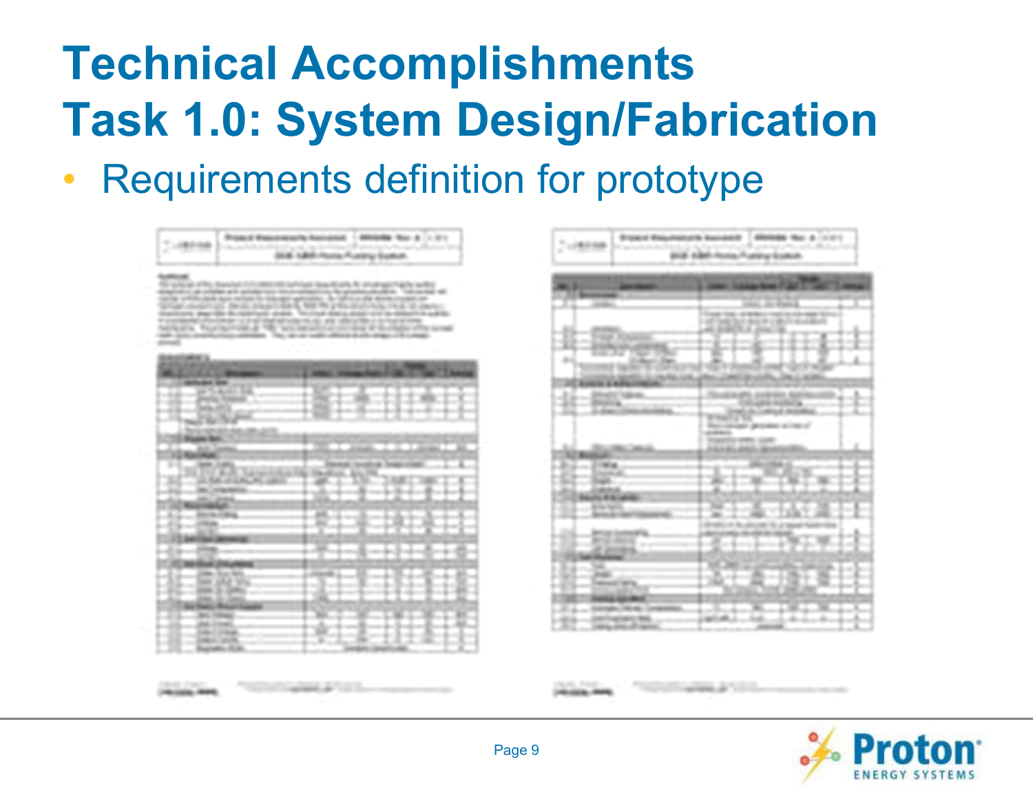# Technical Accomplishments
# Task 1.0: System Design/Fabrication

- Requirements definition for prototype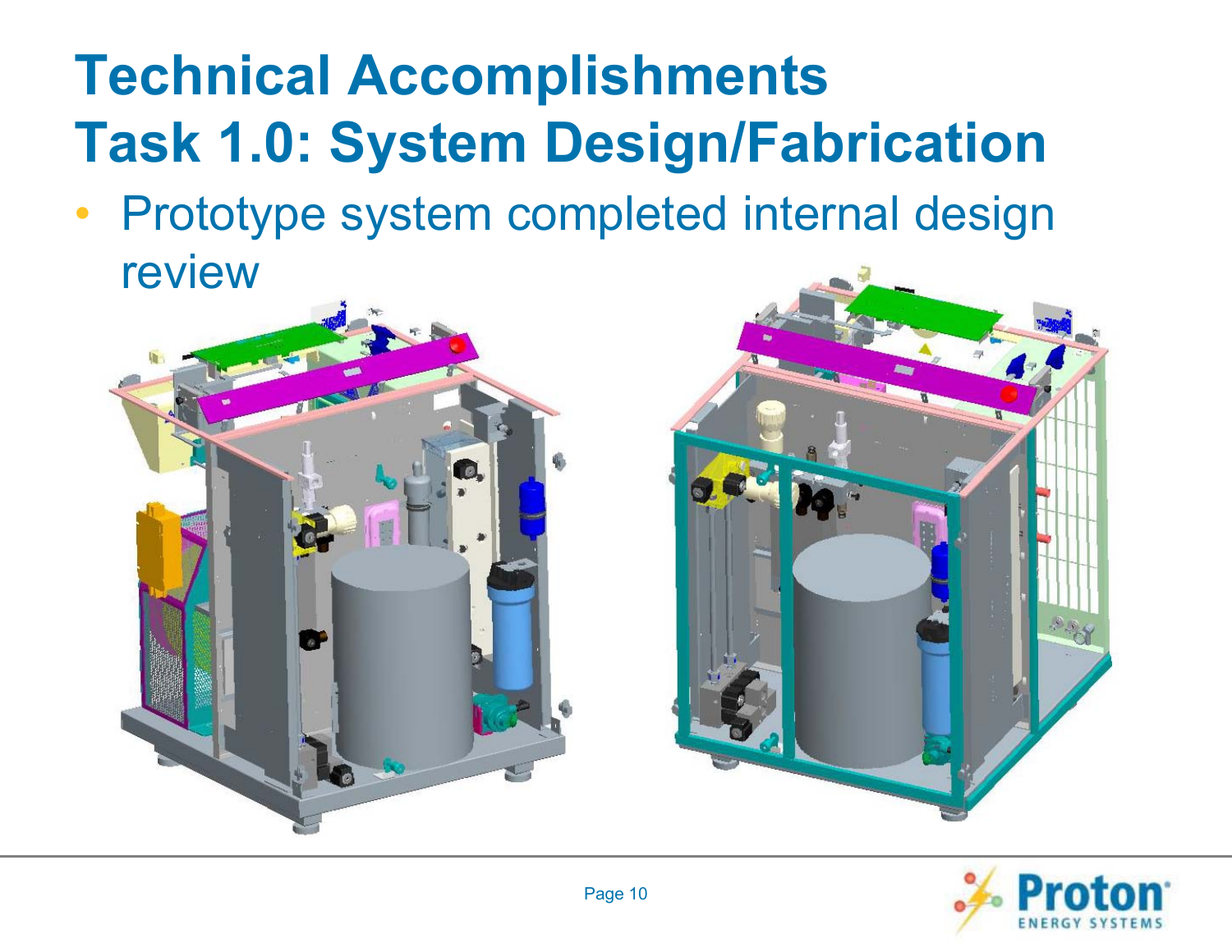# Technical Accomplishments
# Task 1.0: System Design/Fabrication

- Prototype system completed internal design review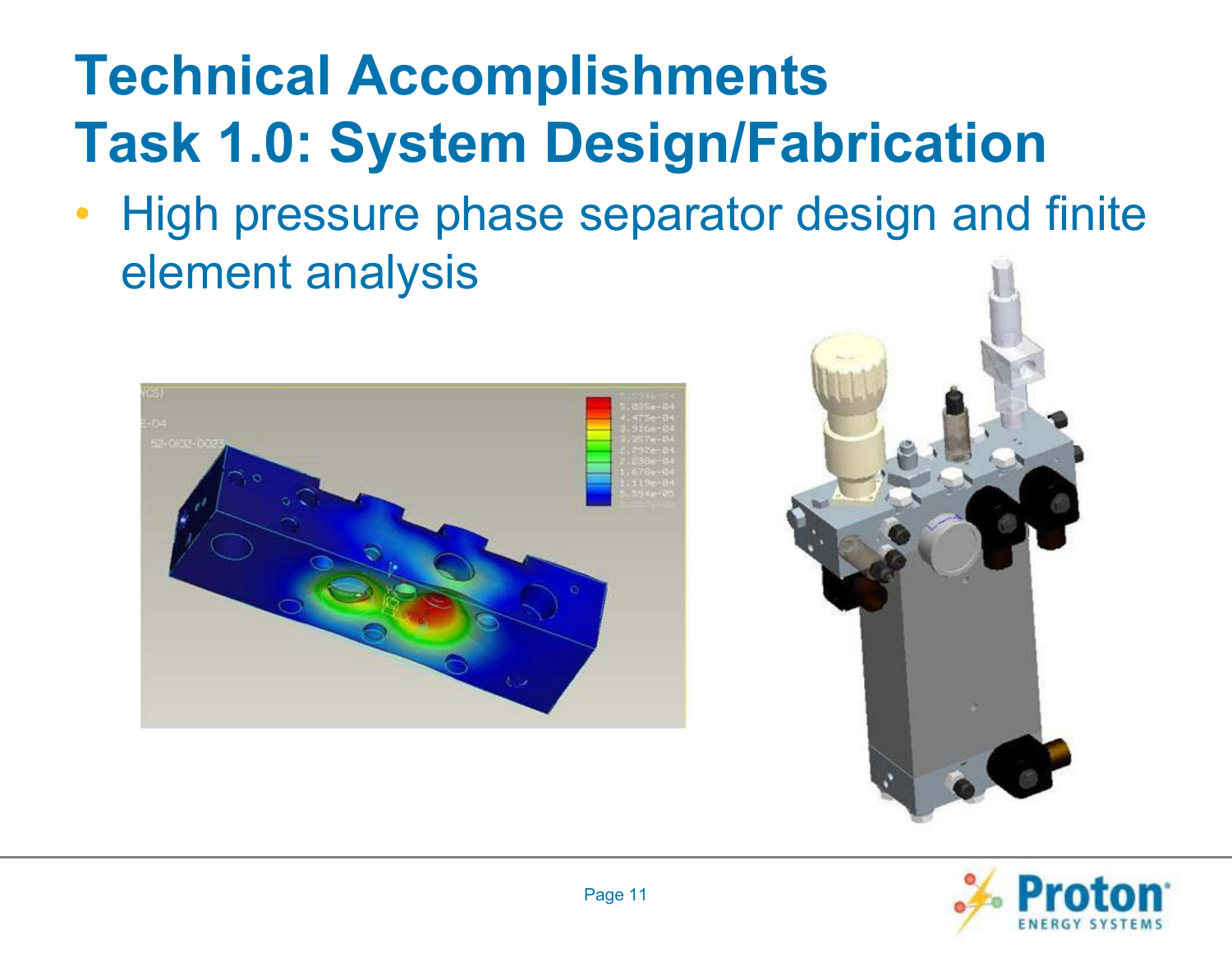# Technical Accomplishments
# Task 1.0: System Design/Fabrication

- High pressure phase separator design and finite element analysis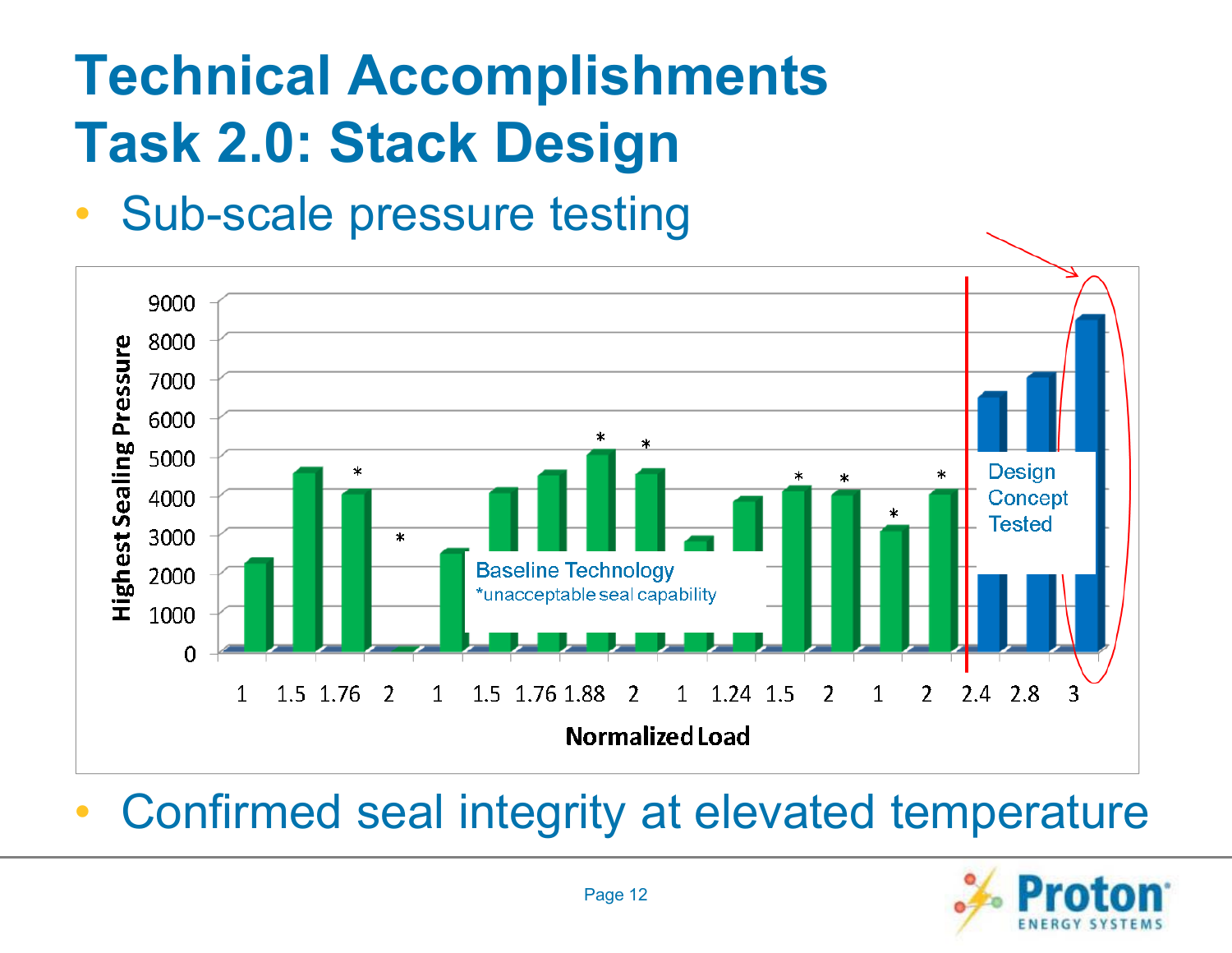# Technical Accomplishments
# Task 2.0: Stack Design

- Sub-scale pressure testing

Highest Sealing Pressure

9000
8000
7000
6000
5000
4000
3000
2000
1000
0

1 1.5 1.76 2 1 1.5 1.76 1.88 2 1 1.24 1.5 2 1 2 2.4 2.8 3

Normalized Load

Baseline Technology
*unacceptable seal capability

Design Concept Tested

- Confirmed seal integrity at elevated temperature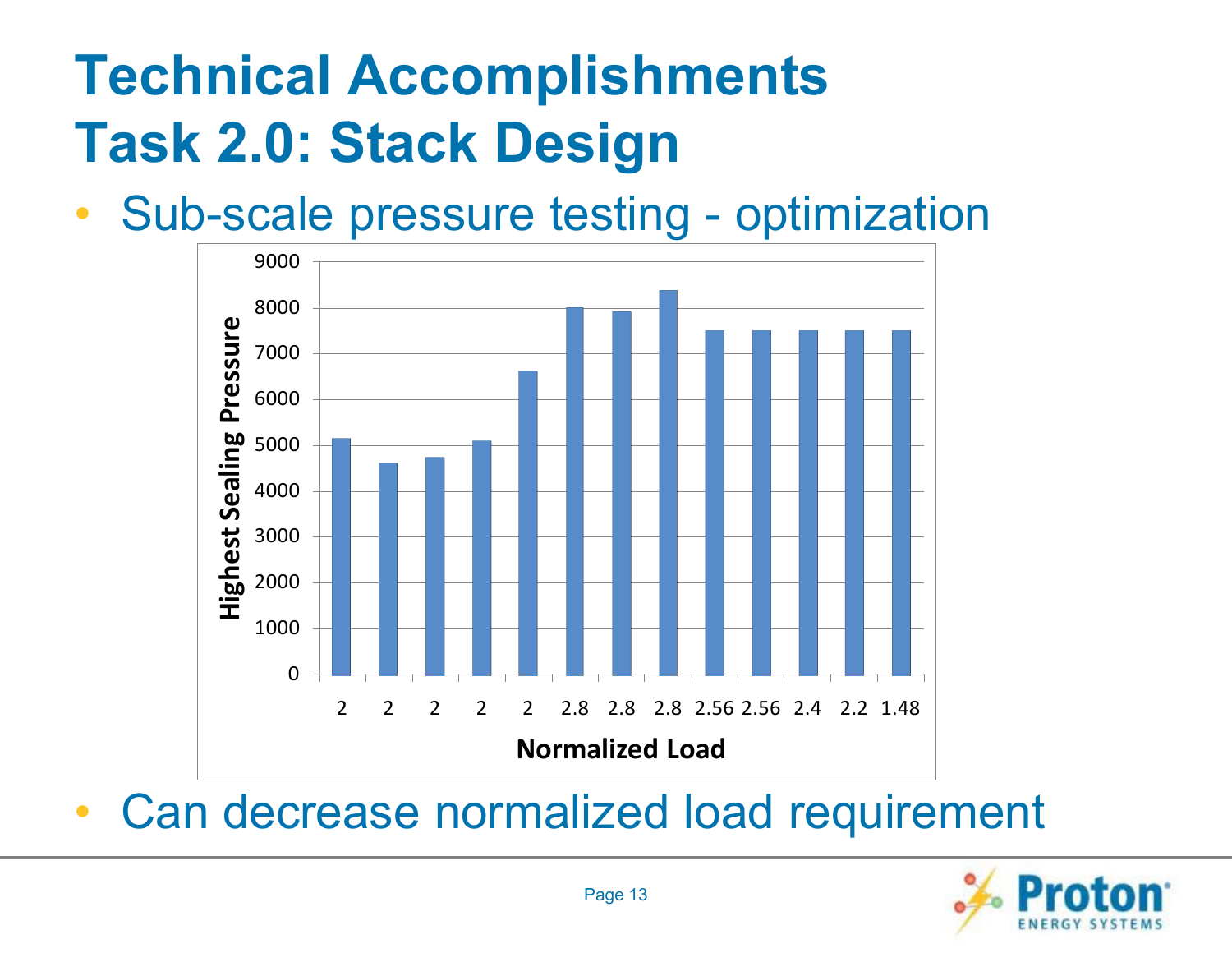# Technical Accomplishments
# Task 2.0: Stack Design

- Sub-scale pressure testing - optimization

| Normalized Load | Highest Sealing Pressure |
|---|---|
| 2 | ~5150 |
| 2 | ~4600 |
| 2 | ~4750 |
| 2 | ~5100 |
| 2 | ~6600 |
| 2.8 | ~8000 |
| 2.8 | ~7900 |
| 2.8 | ~8400 |
| 2.56 | ~7500 |
| 2.56 | ~7500 |
| 2.4 | ~7500 |
| 2.2 | ~7500 |
| 1.48 | ~7500 |

- Can decrease normalized load requirement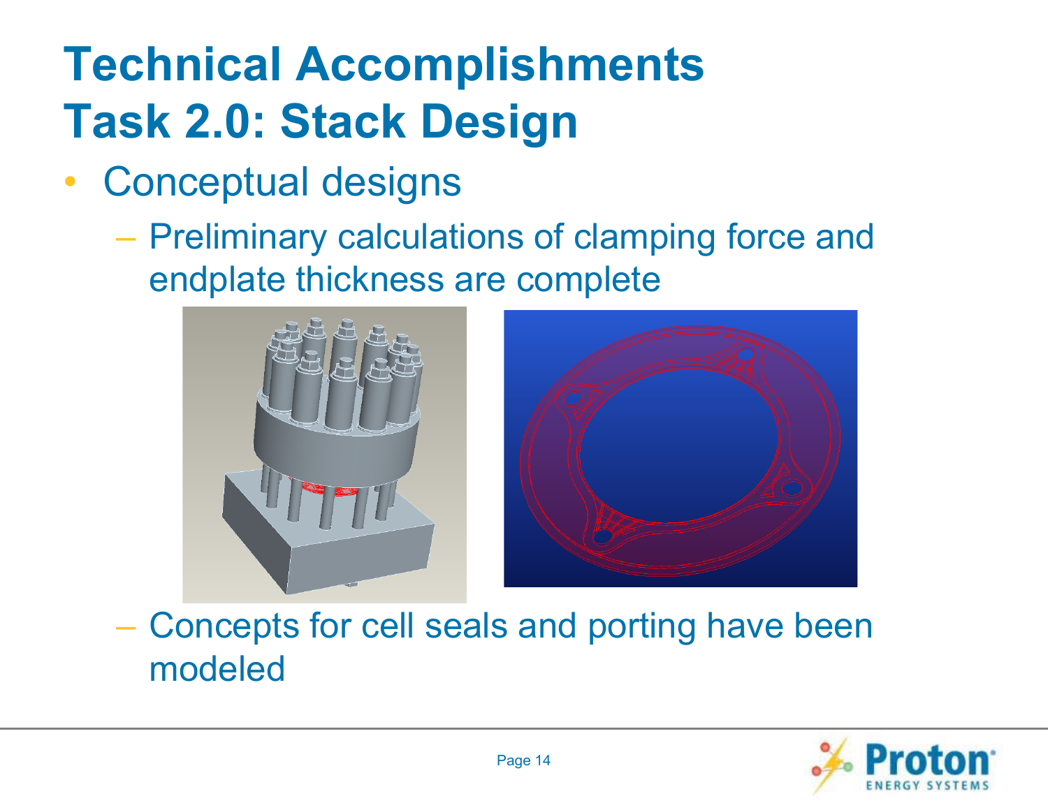# Technical Accomplishments
# Task 2.0: Stack Design

- Conceptual designs
  - Preliminary calculations of clamping force and endplate thickness are complete
  - Concepts for cell seals and porting have been modeled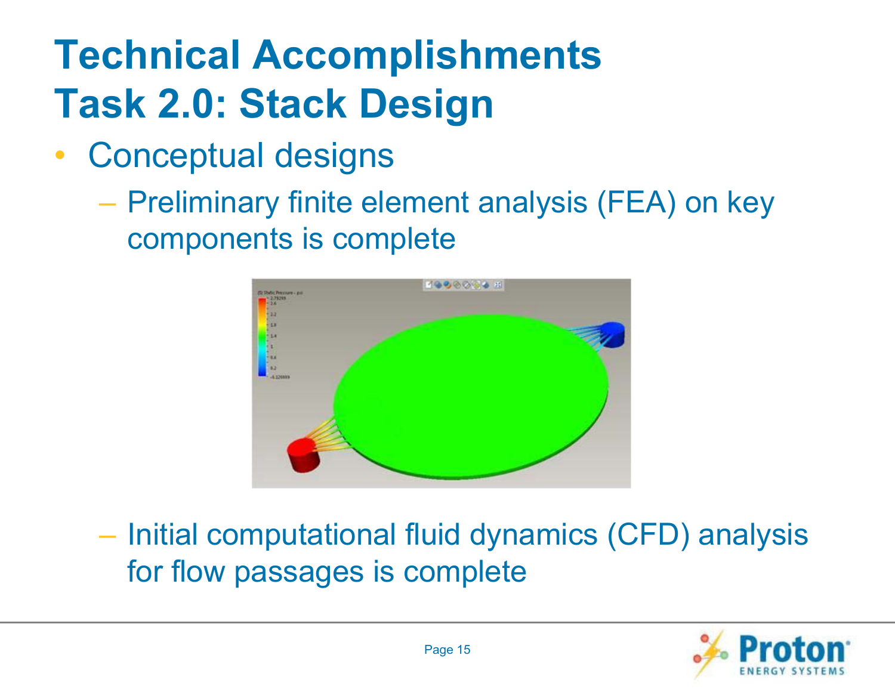# Technical Accomplishments
# Task 2.0: Stack Design

- Conceptual designs
  - Preliminary finite element analysis (FEA) on key components is complete
  - Initial computational fluid dynamics (CFD) analysis for flow passages is complete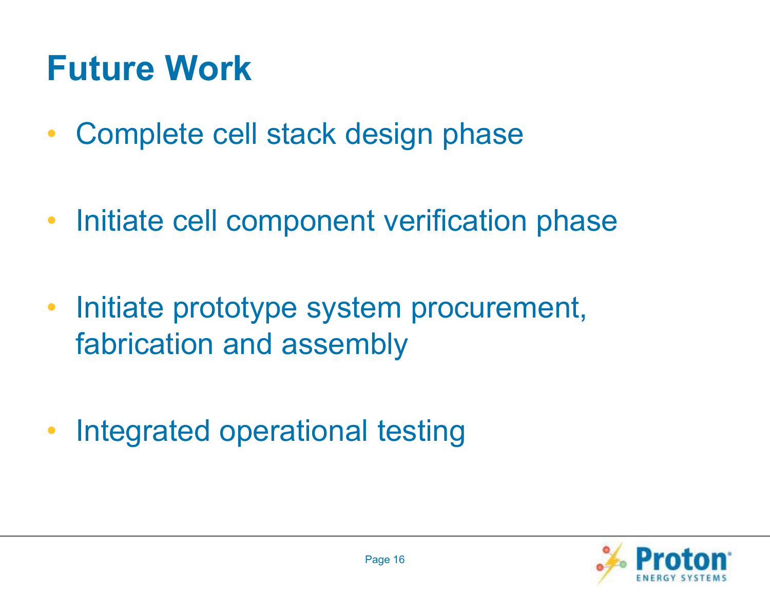# Future Work

- Complete cell stack design phase
- Initiate cell component verification phase
- Initiate prototype system procurement, fabrication and assembly
- Integrated operational testing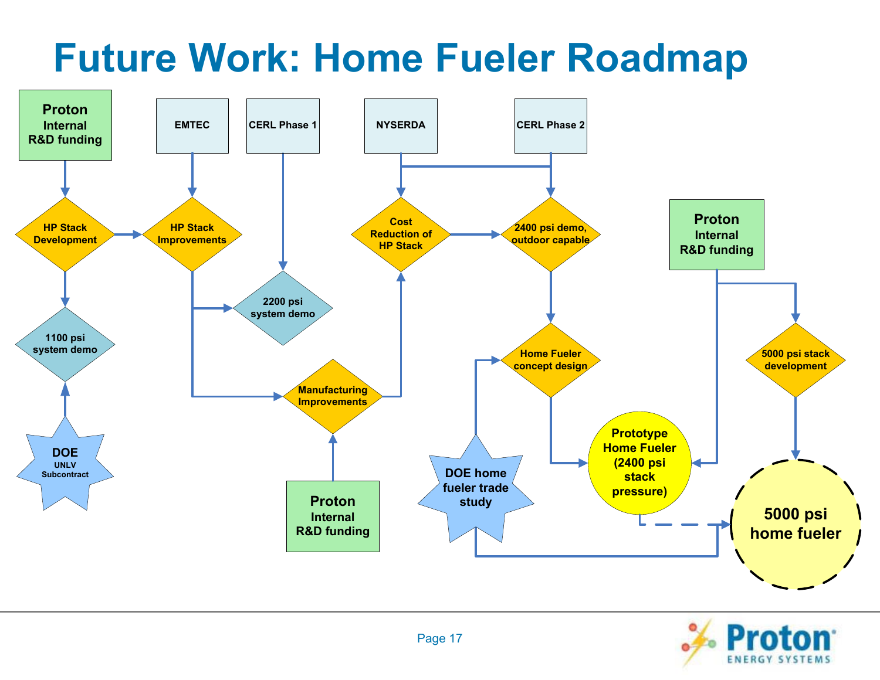# Future Work: Home Fueler Roadmap

- **Proton Internal R&D funding** → HP Stack Development
- HP Stack Development → HP Stack Improvements
- HP Stack Development → 1100 psi system demo
- **DOE UNLV Subcontract** → 1100 psi system demo
- **EMTEC** → HP Stack Improvements
- HP Stack Improvements → 2200 psi system demo
- HP Stack Improvements → Manufacturing Improvements
- **CERL Phase 1** → 2200 psi system demo
- **Proton Internal R&D funding** → Manufacturing Improvements
- Manufacturing Improvements → Cost Reduction of HP Stack
- **NYSERDA** → Cost Reduction of HP Stack
- **NYSERDA** → 2400 psi demo, outdoor capable
- **CERL Phase 2** → 2400 psi demo, outdoor capable
- Cost Reduction of HP Stack → 2400 psi demo, outdoor capable
- 2400 psi demo, outdoor capable → Home Fueler concept design
- **DOE home fueler trade study** → Home Fueler concept design
- **DOE home fueler trade study** → 5000 psi home fueler
- Home Fueler concept design → Prototype Home Fueler (2400 psi stack pressure)
- **Proton Internal R&D funding** → Prototype Home Fueler (2400 psi stack pressure)
- **Proton Internal R&D funding** → 5000 psi stack development
- 5000 psi stack development → 5000 psi home fueler
- Prototype Home Fueler (2400 psi stack pressure) ⇢ 5000 psi home fueler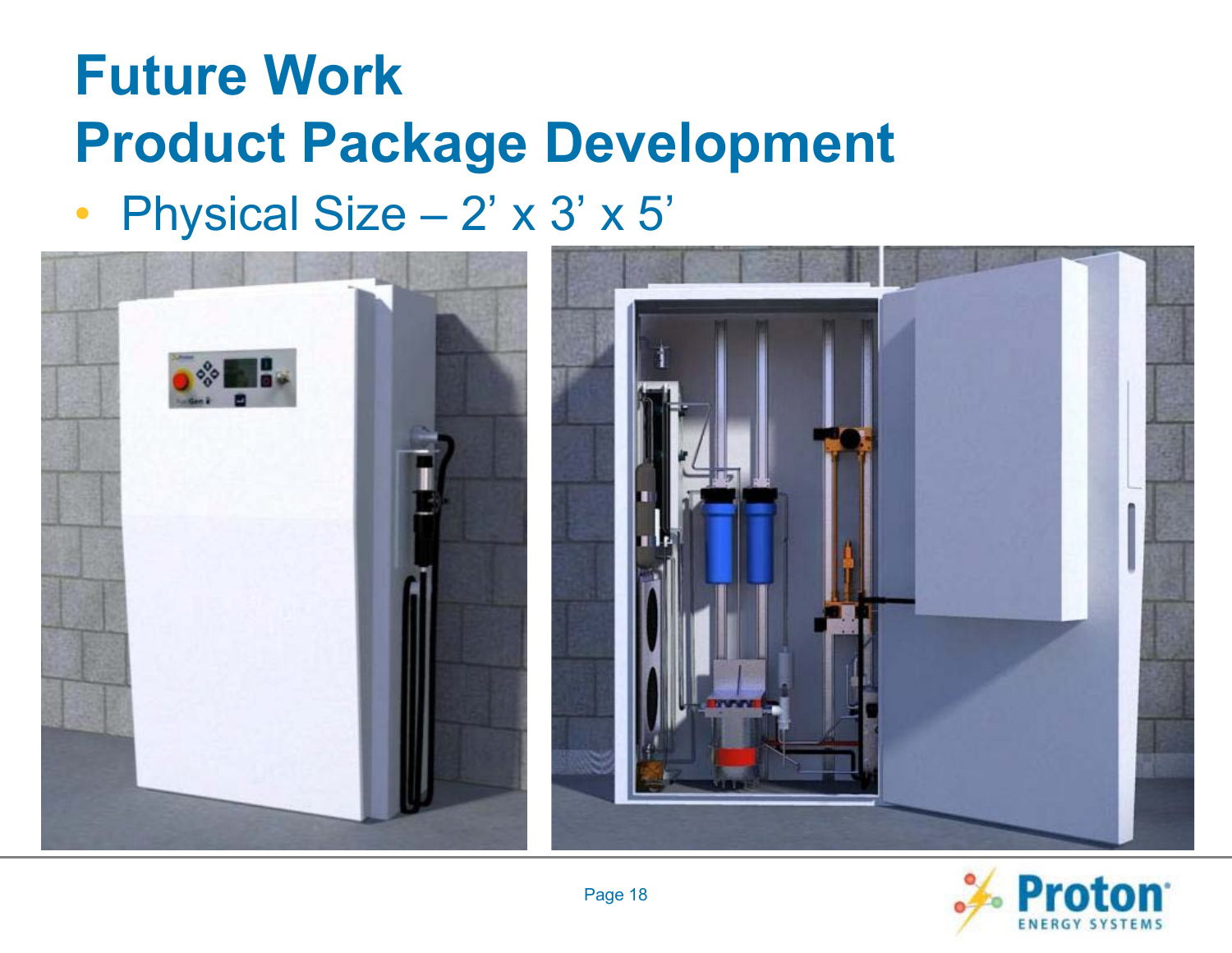# Future Work
## Product Package Development

- Physical Size – 2’ x 3’ x 5’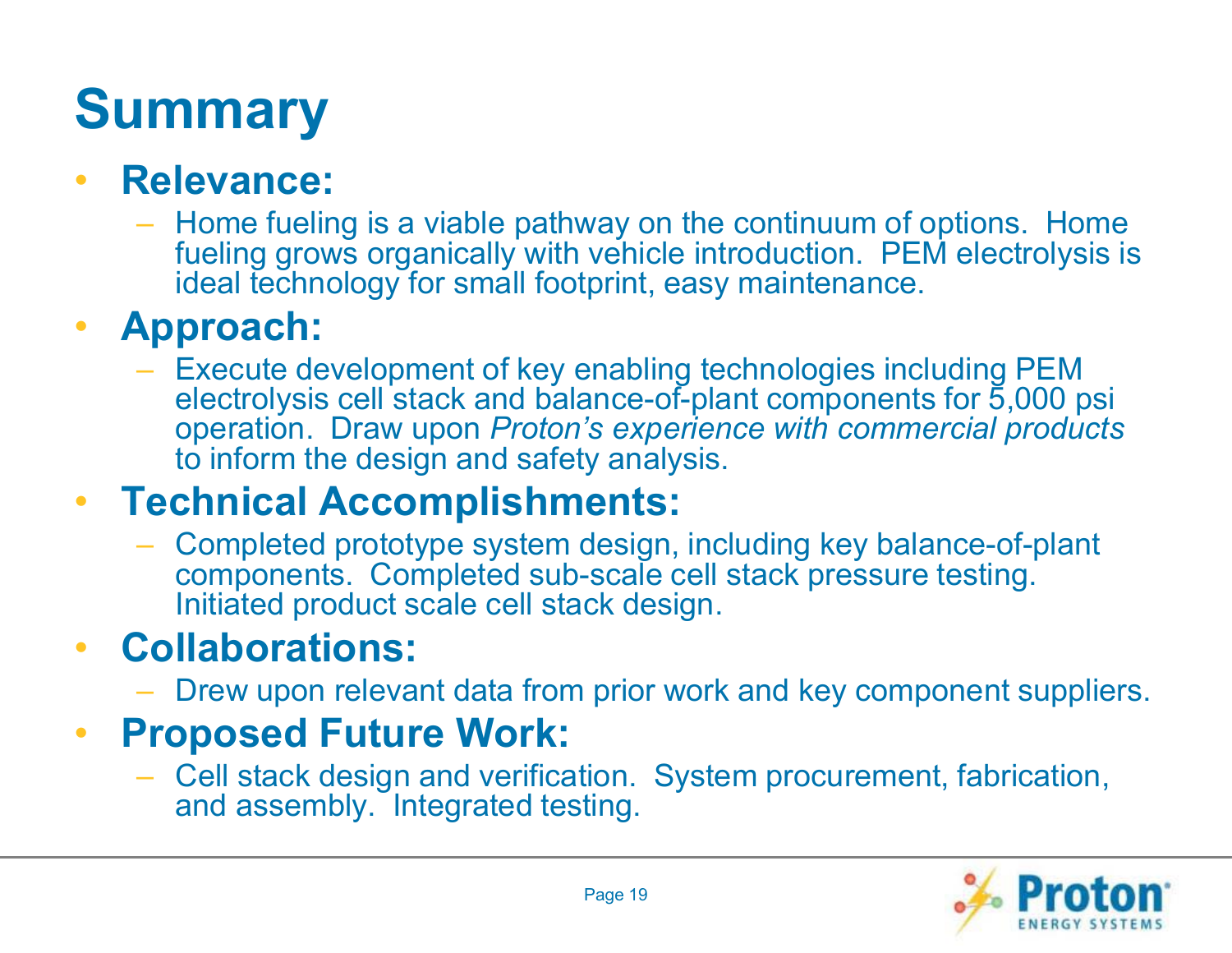# Summary

- **Relevance:**
  - Home fueling is a viable pathway on the continuum of options. Home fueling grows organically with vehicle introduction. PEM electrolysis is ideal technology for small footprint, easy maintenance.
- **Approach:**
  - Execute development of key enabling technologies including PEM electrolysis cell stack and balance-of-plant components for 5,000 psi operation. Draw upon *Proton's experience with commercial products* to inform the design and safety analysis.
- **Technical Accomplishments:**
  - Completed prototype system design, including key balance-of-plant components. Completed sub-scale cell stack pressure testing. Initiated product scale cell stack design.
- **Collaborations:**
  - Drew upon relevant data from prior work and key component suppliers.
- **Proposed Future Work:**
  - Cell stack design and verification. System procurement, fabrication, and assembly. Integrated testing.